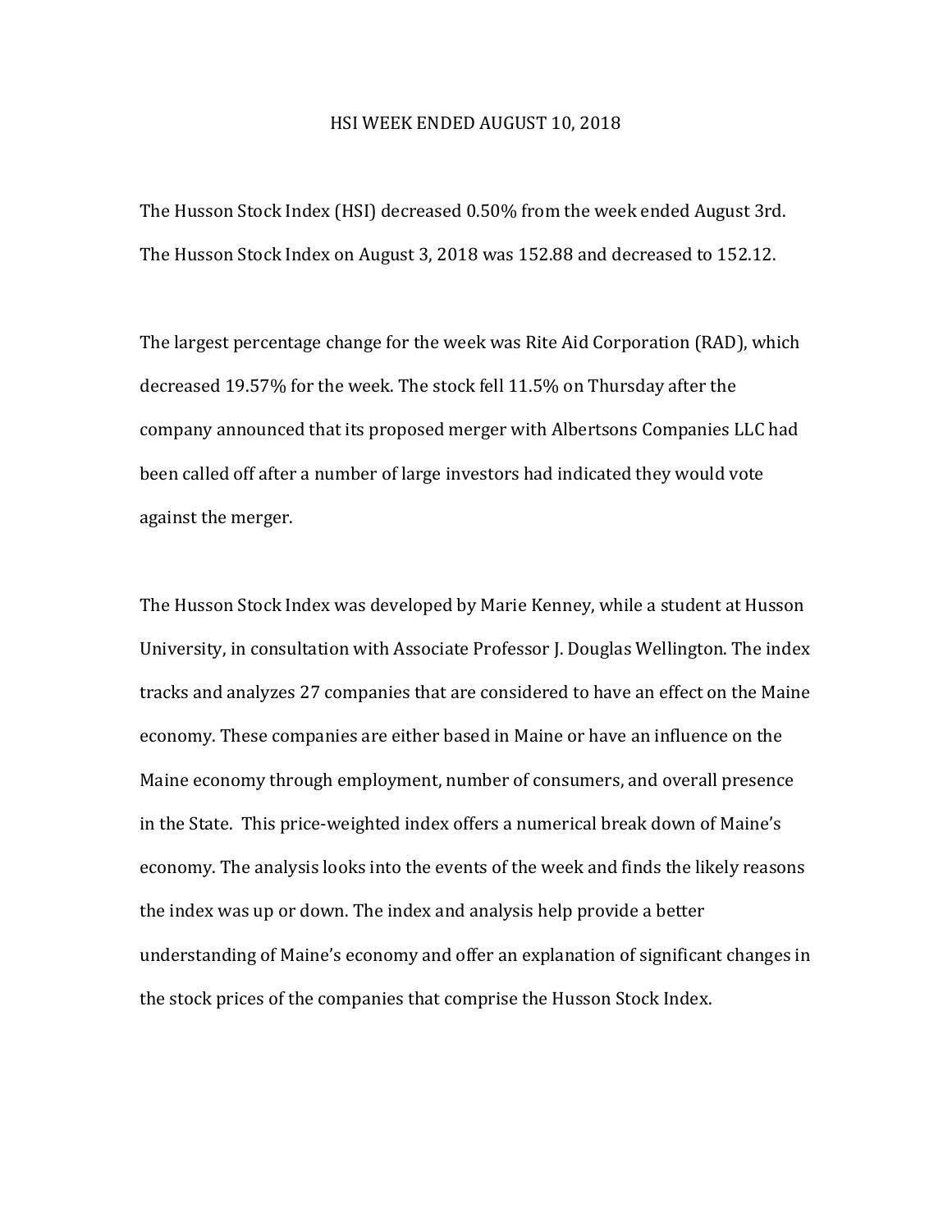# HSI WEEK ENDED AUGUST 10, 2018

The Husson Stock Index (HSI) decreased 0.50% from the week ended August 3rd. The Husson Stock Index on August 3, 2018 was 152.88 and decreased to 152.12.

The largest percentage change for the week was Rite Aid Corporation (RAD), which decreased 19.57% for the week. The stock fell 11.5% on Thursday after the company announced that its proposed merger with Albertsons Companies LLC had been called off after a number of large investors had indicated they would vote against the merger.

The Husson Stock Index was developed by Marie Kenney, while a student at Husson University, in consultation with Associate Professor J. Douglas Wellington. The index tracks and analyzes 27 companies that are considered to have an effect on the Maine economy. These companies are either based in Maine or have an influence on the Maine economy through employment, number of consumers, and overall presence in the State. This price-weighted index offers a numerical break down of Maine's economy. The analysis looks into the events of the week and finds the likely reasons the index was up or down. The index and analysis help provide a better understanding of Maine's economy and offer an explanation of significant changes in the stock prices of the companies that comprise the Husson Stock Index.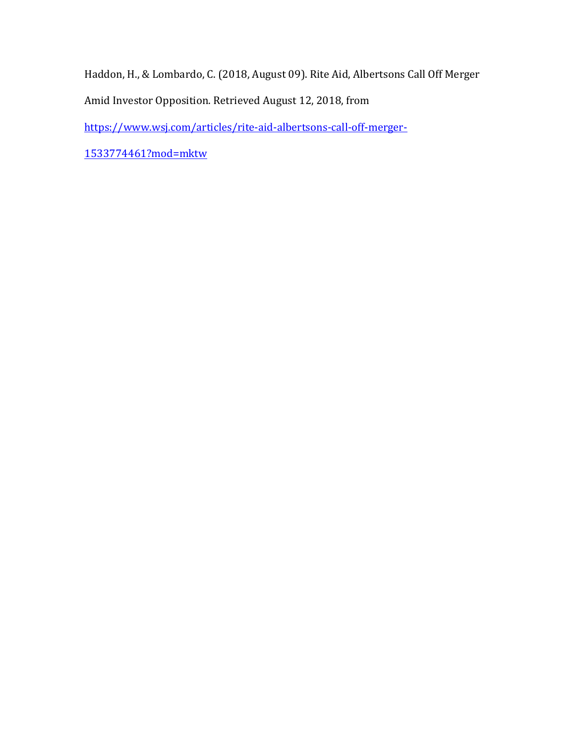Haddon, H., & Lombardo, C. (2018, August 09). Rite Aid, Albertsons Call Off Merger Amid Investor Opposition. Retrieved August 12, 2018, from https://www.wsj.com/articles/rite-aid-albertsons-call-off-merger-1533774461?mod=mktw